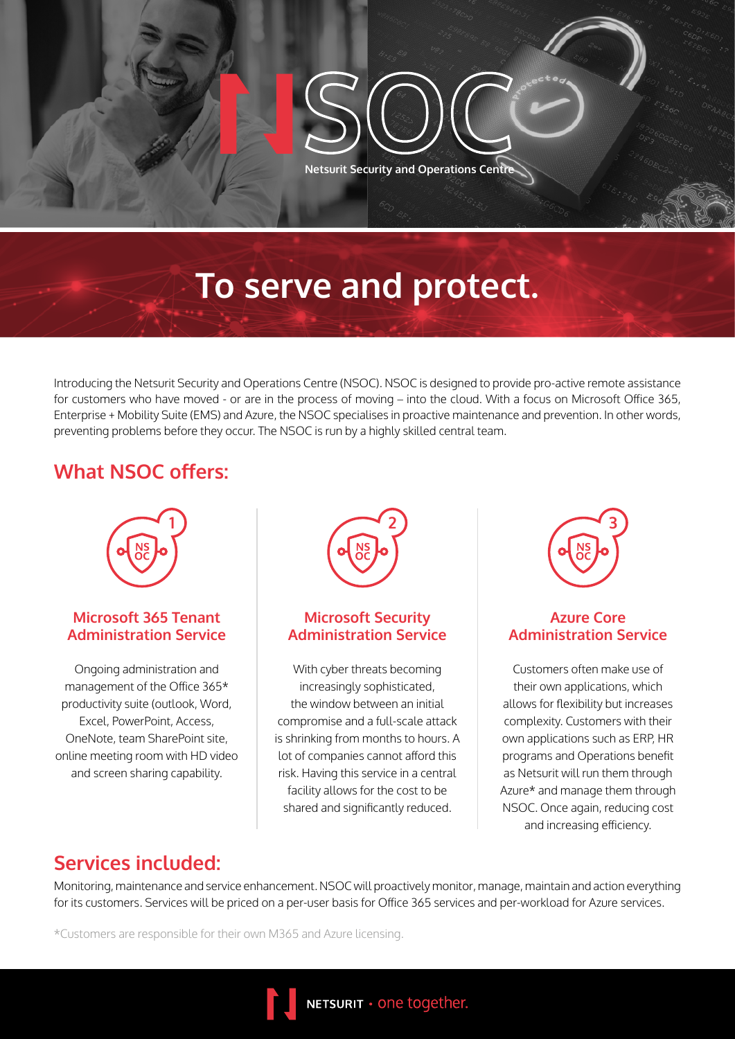# NSOC

Netsurit Security and Operations Centre

## To serve and protect.

Introducing the Netsurit Security and Operations Centre (NSOC). NSOC is designed to provide pro-active remote assistance for customers who have moved - or are in the process of moving – into the cloud. With a focus on Microsoft Office 365, Enterprise + Mobility Suite (EMS) and Azure, the NSOC specialises in proactive maintenance and prevention. In other words, preventing problems before they occur. The NSOC is run by a highly skilled central team.

## What NSOC offers:

### 1. Microsoft 365 Tenant Administration Service

Ongoing administration and management of the Office 365* productivity suite (outlook, Word, Excel, PowerPoint, Access, OneNote, team SharePoint site, online meeting room with HD video and screen sharing capability.

### 2. Microsoft Security Administration Service

With cyber threats becoming increasingly sophisticated, the window between an initial compromise and a full-scale attack is shrinking from months to hours. A lot of companies cannot afford this risk. Having this service in a central facility allows for the cost to be shared and significantly reduced.

### 3. Azure Core Administration Service

Customers often make use of their own applications, which allows for flexibility but increases complexity. Customers with their own applications such as ERP, HR programs and Operations benefit as Netsurit will run them through Azure* and manage them through NSOC. Once again, reducing cost and increasing efficiency.

## Services included:

Monitoring, maintenance and service enhancement. NSOC will proactively monitor, manage, maintain and action everything for its customers. Services will be priced on a per-user basis for Office 365 services and per-workload for Azure services.

*Customers are responsible for their own M365 and Azure licensing.

NETSURIT • one together.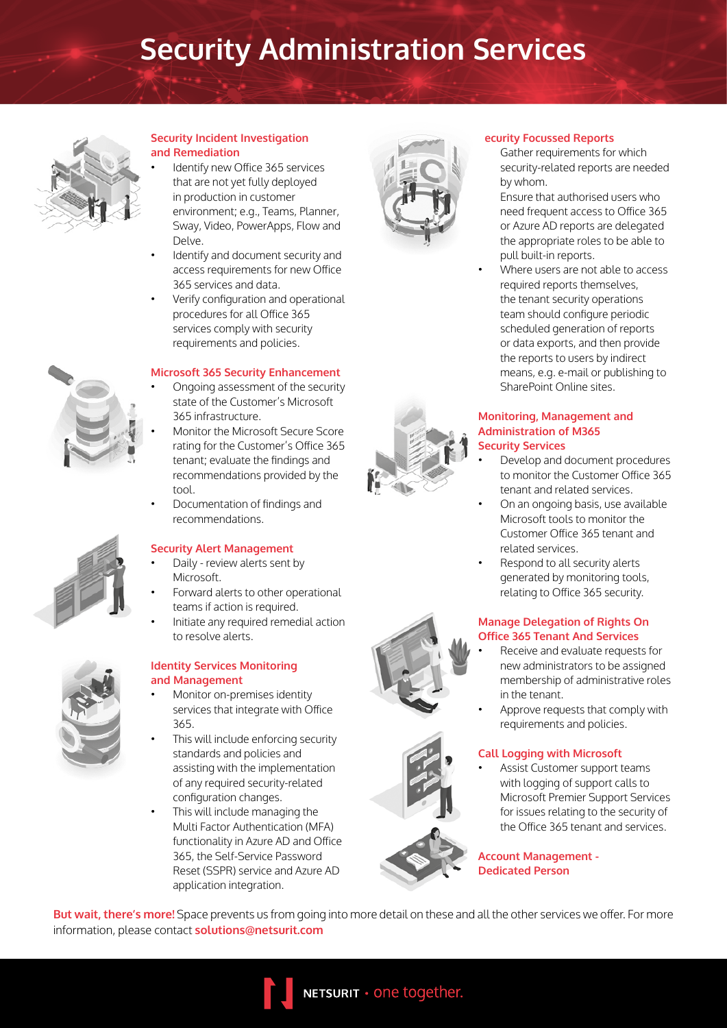# Security Administration Services

### Security Incident Investigation and Remediation

- Identify new Office 365 services that are not yet fully deployed in production in customer environment; e.g., Teams, Planner, Sway, Video, PowerApps, Flow and Delve.
- Identify and document security and access requirements for new Office 365 services and data.
- Verify configuration and operational procedures for all Office 365 services comply with security requirements and policies.

### Microsoft 365 Security Enhancement

- Ongoing assessment of the security state of the Customer's Microsoft 365 infrastructure.
- Monitor the Microsoft Secure Score rating for the Customer's Office 365 tenant; evaluate the findings and recommendations provided by the tool.
- Documentation of findings and recommendations.

### Security Alert Management

- Daily - review alerts sent by Microsoft.
- Forward alerts to other operational teams if action is required.
- Initiate any required remedial action to resolve alerts.

### Identity Services Monitoring and Management

- Monitor on-premises identity services that integrate with Office 365.
- This will include enforcing security standards and policies and assisting with the implementation of any required security-related configuration changes.
- This will include managing the Multi Factor Authentication (MFA) functionality in Azure AD and Office 365, the Self-Service Password Reset (SSPR) service and Azure AD application integration.

### ecurity Focussed Reports

Gather requirements for which security-related reports are needed by whom.

Ensure that authorised users who need frequent access to Office 365 or Azure AD reports are delegated the appropriate roles to be able to pull built-in reports.

- Where users are not able to access required reports themselves, the tenant security operations team should configure periodic scheduled generation of reports or data exports, and then provide the reports to users by indirect means, e.g. e-mail or publishing to SharePoint Online sites.

### Monitoring, Management and Administration of M365 Security Services

- Develop and document procedures to monitor the Customer Office 365 tenant and related services.
- On an ongoing basis, use available Microsoft tools to monitor the Customer Office 365 tenant and related services.
- Respond to all security alerts generated by monitoring tools, relating to Office 365 security.

### Manage Delegation of Rights On Office 365 Tenant And Services

- Receive and evaluate requests for new administrators to be assigned membership of administrative roles in the tenant.
- Approve requests that comply with requirements and policies.

### Call Logging with Microsoft

- Assist Customer support teams with logging of support calls to Microsoft Premier Support Services for issues relating to the security of the Office 365 tenant and services.

### Account Management - Dedicated Person

**But wait, there's more!** Space prevents us from going into more detail on these and all the other services we offer. For more information, please contact **solutions@netsurit.com**

NETSURIT · one together.